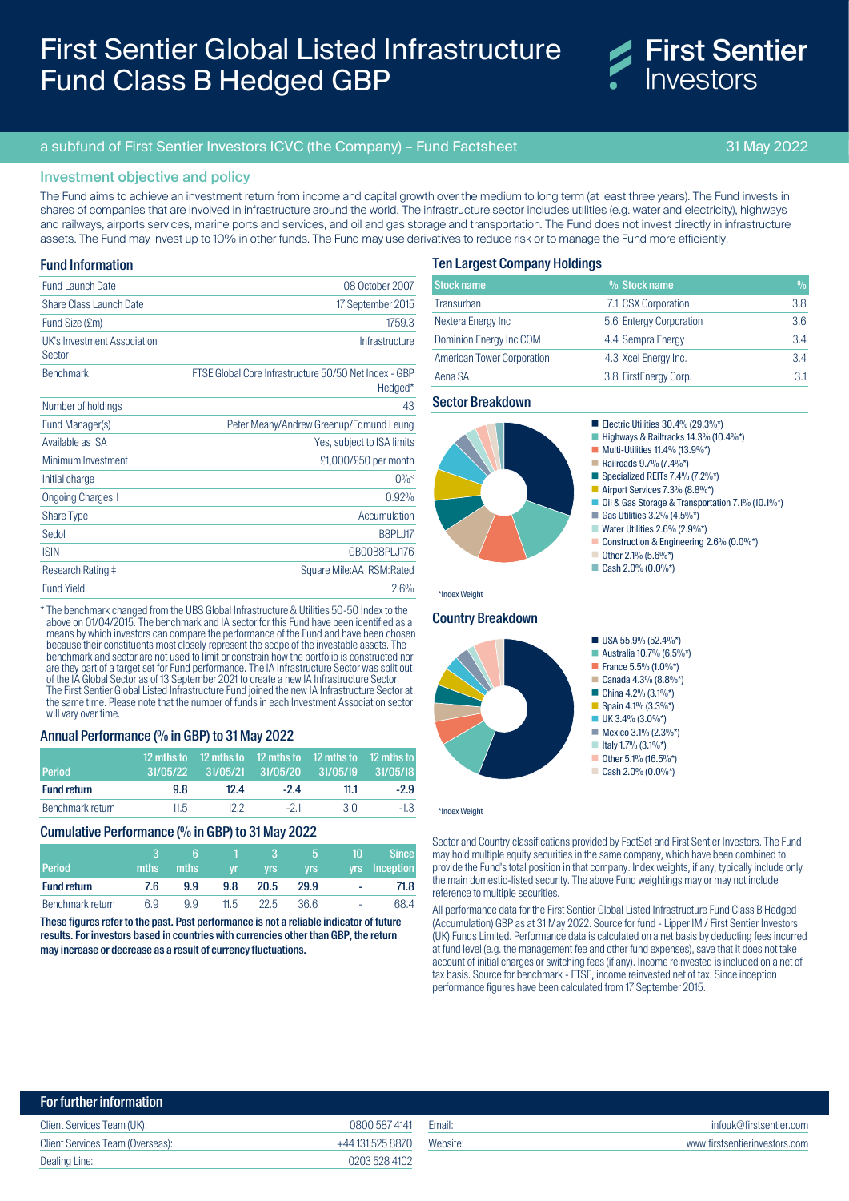# First Sentier Global Listed Infrastructure Fund Class B Hedged GBP

First Sentier Investors

a subfund of First Sentier Investors ICVC (the Company) – Fund Factsheet

31 May 2022

## Investment objective and policy

The Fund aims to achieve an investment return from income and capital growth over the medium to long term (at least three years). The Fund invests in shares of companies that are involved in infrastructure around the world. The infrastructure sector includes utilities (e.g. water and electricity), highways and railways, airports services, marine ports and services, and oil and gas storage and transportation. The Fund does not invest directly in infrastructure assets. The Fund may invest up to 10% in other funds. The Fund may use derivatives to reduce risk or to manage the Fund more efficiently.

## Fund Information

| | |
|---|---|
| Fund Launch Date | 08 October 2007 |
| Share Class Launch Date | 17 September 2015 |
| Fund Size (£m) | 1759.3 |
| UK's Investment Association Sector | Infrastructure |
| Benchmark | FTSE Global Core Infrastructure 50/50 Net Index - GBP Hedged* |
| Number of holdings | 43 |
| Fund Manager(s) | Peter Meany/Andrew Greenup/Edmund Leung |
| Available as ISA | Yes, subject to ISA limits |
| Minimum Investment | £1,000/£50 per month |
| Initial charge | 0%< |
| Ongoing Charges † | 0.92% |
| Share Type | Accumulation |
| Sedol | B8PLJ17 |
| ISIN | GB00B8PLJ176 |
| Research Rating ‡ | Square Mile:AA RSM:Rated |
| Fund Yield | 2.6% |

\* The benchmark changed from the UBS Global Infrastructure & Utilities 50-50 Index to the above on 01/04/2015. The benchmark and IA sector for this Fund have been identified as a means by which investors can compare the performance of the Fund and have been chosen because their constituents most closely represent the scope of the investable assets. The benchmark and sector are not used to limit or constrain how the portfolio is constructed nor are they part of a target set for Fund performance. The IA Infrastructure Sector was split out of the IA Global Sector as of 13 September 2021 to create a new IA Infrastructure Sector. The First Sentier Global Listed Infrastructure Fund joined the new IA Infrastructure Sector at the same time. Please note that the number of funds in each Investment Association sector will vary over time.

## Annual Performance (% in GBP) to 31 May 2022

| Period | 12 mths to 31/05/22 | 12 mths to 31/05/21 | 12 mths to 31/05/20 | 12 mths to 31/05/19 | 12 mths to 31/05/18 |
|---|---|---|---|---|---|
| **Fund return** | **9.8** | **12.4** | **-2.4** | **11.1** | **-2.9** |
| Benchmark return | 11.5 | 12.2 | -2.1 | 13.0 | -1.3 |

## Cumulative Performance (% in GBP) to 31 May 2022

| Period | 3 mths | 6 mths | 1 yr | 3 yrs | 5 yrs | 10 yrs | Since Inception |
|---|---|---|---|---|---|---|---|
| **Fund return** | **7.6** | **9.9** | **9.8** | **20.5** | **29.9** | **-** | **71.8** |
| Benchmark return | 6.9 | 9.9 | 11.5 | 22.5 | 36.6 | - | 68.4 |

**These figures refer to the past. Past performance is not a reliable indicator of future results. For investors based in countries with currencies other than GBP, the return may increase or decrease as a result of currency fluctuations.**

## Ten Largest Company Holdings

| Stock name | % | Stock name | % |
|---|---|---|---|
| Transurban | 7.1 | CSX Corporation | 3.8 |
| Nextera Energy Inc | 5.6 | Entergy Corporation | 3.6 |
| Dominion Energy Inc COM | 4.4 | Sempra Energy | 3.4 |
| American Tower Corporation | 4.3 | Xcel Energy Inc. | 3.4 |
| Aena SA | 3.8 | FirstEnergy Corp. | 3.1 |

## Sector Breakdown

- Electric Utilities 30.4% (29.3%*)
- Highways & Railtracks 14.3% (10.4%*)
- Multi-Utilities 11.4% (13.9%*)
- Railroads 9.7% (7.4%*)
- Specialized REITs 7.4% (7.2%*)
- Airport Services 7.3% (8.8%*)
- Oil & Gas Storage & Transportation 7.1% (10.1%*)
- Gas Utilities 3.2% (4.5%*)
- Water Utilities 2.6% (2.9%*)
- Construction & Engineering 2.6% (0.0%*)
- Other 2.1% (5.6%*)
- Cash 2.0% (0.0%*)

*Index Weight

## Country Breakdown

- USA 55.9% (52.4%*)
- Australia 10.7% (6.5%*)
- France 5.5% (1.0%*)
- Canada 4.3% (8.8%*)
- China 4.2% (3.1%*)
- Spain 4.1% (3.3%*)
- UK 3.4% (3.0%*)
- Mexico 3.1% (2.3%*)
- Italy 1.7% (3.1%*)
- Other 5.1% (16.5%*)
- Cash 2.0% (0.0%*)

*Index Weight

Sector and Country classifications provided by FactSet and First Sentier Investors. The Fund may hold multiple equity securities in the same company, which have been combined to provide the Fund's total position in that company. Index weights, if any, typically include only the main domestic-listed security. The above Fund weightings may or may not include reference to multiple securities.

All performance data for the First Sentier Global Listed Infrastructure Fund Class B Hedged (Accumulation) GBP as at 31 May 2022. Source for fund - Lipper IM / First Sentier Investors (UK) Funds Limited. Performance data is calculated on a net basis by deducting fees incurred at fund level (e.g. the management fee and other fund expenses), save that it does not take account of initial charges or switching fees (if any). Income reinvested is included on a net of tax basis. Source for benchmark - FTSE, income reinvested net of tax. Since inception performance figures have been calculated from 17 September 2015.

## For further information

| | | | |
|---|---|---|---|
| Client Services Team (UK): | 0800 587 4141 | Email: | infouk@firstsentier.com |
| Client Services Team (Overseas): | +44 131 525 8870 | Website: | www.firstsentierinvestors.com |
| Dealing Line: | 0203 528 4102 | | |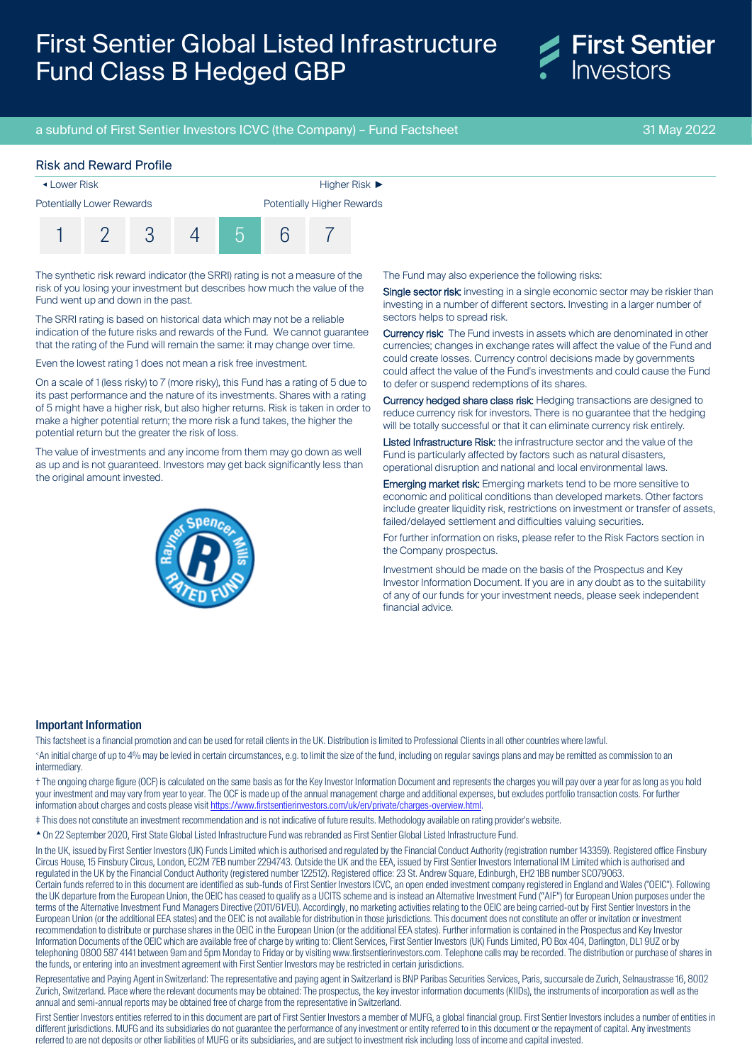# First Sentier Global Listed Infrastructure Fund Class B Hedged GBP

a subfund of First Sentier Investors ICVC (the Company) – Fund Factsheet

31 May 2022

## Risk and Reward Profile

◄ Lower Risk  Higher Risk ►

Potentially Lower Rewards  Potentially Higher Rewards

| 1 | 2 | 3 | 4 | **5** | 6 | 7 |
|---|---|---|---|---|---|---|

The synthetic risk reward indicator (the SRRI) rating is not a measure of the risk of you losing your investment but describes how much the value of the Fund went up and down in the past.

The SRRI rating is based on historical data which may not be a reliable indication of the future risks and rewards of the Fund. We cannot guarantee that the rating of the Fund will remain the same: it may change over time.

Even the lowest rating 1 does not mean a risk free investment.

On a scale of 1 (less risky) to 7 (more risky), this Fund has a rating of 5 due to its past performance and the nature of its investments. Shares with a rating of 5 might have a higher risk, but also higher returns. Risk is taken in order to make a higher potential return; the more risk a fund takes, the higher the potential return but the greater the risk of loss.

The value of investments and any income from them may go down as well as up and is not guaranteed. Investors may get back significantly less than the original amount invested.

The Fund may also experience the following risks:

**Single sector risk:** investing in a single economic sector may be riskier than investing in a number of different sectors. Investing in a larger number of sectors helps to spread risk.

**Currency risk:** The Fund invests in assets which are denominated in other currencies; changes in exchange rates will affect the value of the Fund and could create losses. Currency control decisions made by governments could affect the value of the Fund's investments and could cause the Fund to defer or suspend redemptions of its shares.

**Currency hedged share class risk:** Hedging transactions are designed to reduce currency risk for investors. There is no guarantee that the hedging will be totally successful or that it can eliminate currency risk entirely.

**Listed Infrastructure Risk:** the infrastructure sector and the value of the Fund is particularly affected by factors such as natural disasters, operational disruption and national and local environmental laws.

**Emerging market risk:** Emerging markets tend to be more sensitive to economic and political conditions than developed markets. Other factors include greater liquidity risk, restrictions on investment or transfer of assets, failed/delayed settlement and difficulties valuing securities.

For further information on risks, please refer to the Risk Factors section in the Company prospectus.

Investment should be made on the basis of the Prospectus and Key Investor Information Document. If you are in any doubt as to the suitability of any of our funds for your investment needs, please seek independent financial advice.

## Important Information

This factsheet is a financial promotion and can be used for retail clients in the UK. Distribution is limited to Professional Clients in all other countries where lawful.

^ An initial charge of up to 4% may be levied in certain circumstances, e.g. to limit the size of the fund, including on regular savings plans and may be remitted as commission to an intermediary.

† The ongoing charge figure (OCF) is calculated on the same basis as for the Key Investor Information Document and represents the charges you will pay over a year for as long as you hold your investment and may vary from year to year. The OCF is made up of the annual management charge and additional expenses, but excludes portfolio transaction costs. For further information about charges and costs please visit https://www.firstsentierinvestors.com/uk/en/private/charges-overview.html.

‡ This does not constitute an investment recommendation and is not indicative of future results. Methodology available on rating provider's website.

▲ On 22 September 2020, First State Global Listed Infrastructure Fund was rebranded as First Sentier Global Listed Infrastructure Fund.

In the UK, issued by First Sentier Investors (UK) Funds Limited which is authorised and regulated by the Financial Conduct Authority (registration number 143359). Registered office Finsbury Circus House, 15 Finsbury Circus, London, EC2M 7EB number 2294743. Outside the UK and the EEA, issued by First Sentier Investors International IM Limited which is authorised and regulated in the UK by the Financial Conduct Authority (registered number 122512). Registered office: 23 St. Andrew Square, Edinburgh, EH2 1BB number SC079063.
Certain funds referred to in this document are identified as sub-funds of First Sentier Investors ICVC, an open ended investment company registered in England and Wales ("OEIC"). Following the UK departure from the European Union, the OEIC has ceased to qualify as a UCITS scheme and is instead an Alternative Investment Fund ("AIF") for European Union purposes under the terms of the Alternative Investment Fund Managers Directive (2011/61/EU). Accordingly, no marketing activities relating to the OEIC are being carried-out by First Sentier Investors in the European Union (or the additional EEA states) and the OEIC is not available for distribution in those jurisdictions. This document does not constitute an offer or invitation or investment recommendation to distribute or purchase shares in the OEIC in the European Union (or the additional EEA states). Further information is contained in the Prospectus and Key Investor Information Documents of the OEIC which are available free of charge by writing to: Client Services, First Sentier Investors (UK) Funds Limited, PO Box 404, Darlington, DL1 9UZ or by telephoning 0800 587 4141 between 9am and 5pm Monday to Friday or by visiting www.firstsentierinvestors.com. Telephone calls may be recorded. The distribution or purchase of shares in the funds, or entering into an investment agreement with First Sentier Investors may be restricted in certain jurisdictions.

Representative and Paying Agent in Switzerland: The representative and paying agent in Switzerland is BNP Paribas Securities Services, Paris, succursale de Zurich, Selnaustrasse 16, 8002 Zurich, Switzerland. Place where the relevant documents may be obtained: The prospectus, the key investor information documents (KIIDs), the instruments of incorporation as well as the annual and semi-annual reports may be obtained free of charge from the representative in Switzerland.

First Sentier Investors entities referred to in this document are part of First Sentier Investors a member of MUFG, a global financial group. First Sentier Investors includes a number of entities in different jurisdictions. MUFG and its subsidiaries do not guarantee the performance of any investment or entity referred to in this document or the repayment of capital. Any investments referred to are not deposits or other liabilities of MUFG or its subsidiaries, and are subject to investment risk including loss of income and capital invested.